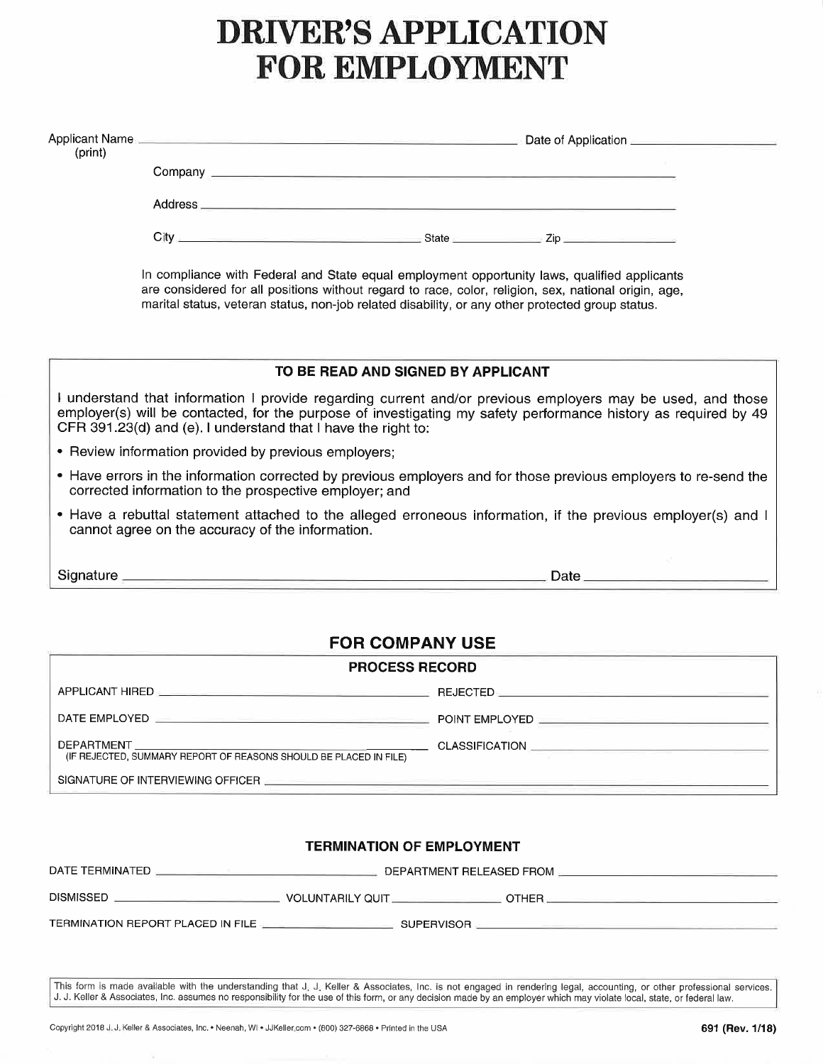# DRIVER'S APPLICATION FOR EMPLOYMENT

Applicant Name (print) ______________________________ Date of Application ____________________

Company ______________________________________________

Address ______________________________________________

City ____________________ State ____________ Zip ____________

In compliance with Federal and State equal employment opportunity laws, qualified applicants are considered for all positions without regard to race, color, religion, sex, national origin, age, marital status, veteran status, non-job related disability, or any other protected group status.

### TO BE READ AND SIGNED BY APPLICANT

I understand that information I provide regarding current and/or previous employers may be used, and those employer(s) will be contacted, for the purpose of investigating my safety performance history as required by 49 CFR 391.23(d) and (e). I understand that I have the right to:

- Review information provided by previous employers;
- Have errors in the information corrected by previous employers and for those previous employers to re-send the corrected information to the prospective employer; and
- Have a rebuttal statement attached to the alleged erroneous information, if the previous employer(s) and I cannot agree on the accuracy of the information.

Signature ______________________________ Date ____________________

## FOR COMPANY USE

### PROCESS RECORD

APPLICANT HIRED ____________________ REJECTED ____________________

DATE EMPLOYED ____________________ POINT EMPLOYED ____________________

DEPARTMENT ____________________ CLASSIFICATION ____________________
(IF REJECTED, SUMMARY REPORT OF REASONS SHOULD BE PLACED IN FILE)

SIGNATURE OF INTERVIEWING OFFICER ______________________________

### TERMINATION OF EMPLOYMENT

DATE TERMINATED ____________________ DEPARTMENT RELEASED FROM ____________________

DISMISSED ____________ VOLUNTARILY QUIT ____________ OTHER ____________

TERMINATION REPORT PLACED IN FILE ____________ SUPERVISOR ____________________

This form is made available with the understanding that J. J. Keller & Associates, Inc. is not engaged in rendering legal, accounting, or other professional services. J. J. Keller & Associates, Inc. assumes no responsibility for the use of this form, or any decision made by an employer which may violate local, state, or federal law.

Copyright 2018 J. J. Keller & Associates, Inc. • Neenah, WI • JJKeller.com • (800) 327-6868 • Printed in the USA

691 (Rev. 1/18)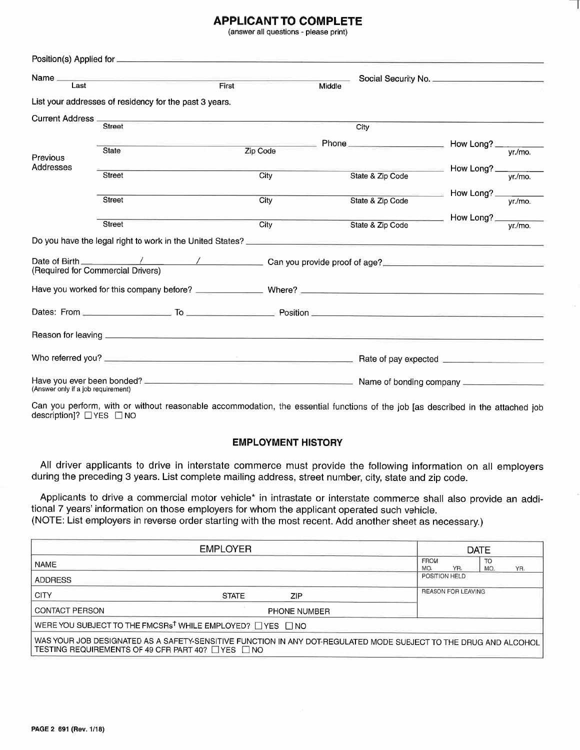## APPLICANT TO COMPLETE

(answer all questions - please print)

Position(s) Applied for ______________________________

Name ______________________________ Social Security No. ______________________________
Last First Middle

List your addresses of residency for the past 3 years.

Current Address ______________________________
Street City

______________________________ Phone ______________ How Long? ______ yr./mo.
State Zip Code

Previous Addresses

______________________________ How Long? ______ yr./mo.
Street City State & Zip Code

______________________________ How Long? ______ yr./mo.
Street City State & Zip Code

______________________________ How Long? ______ yr./mo.
Street City State & Zip Code

Do you have the legal right to work in the United States? ______________________________

Date of Birth ______ / ______ / ______ Can you provide proof of age? ______________________________
(Required for Commercial Drivers)

Have you worked for this company before? ______________ Where? ______________________________

Dates: From ______________ To ______________ Position ______________________________

Reason for leaving ______________________________

Who referred you? ______________________________ Rate of pay expected ______________

Have you ever been bonded? ______________________________ Name of bonding company ______________
(Answer only if a job requirement)

Can you perform, with or without reasonable accommodation, the essential functions of the job [as described in the attached job description]? ☐ YES ☐ NO

### EMPLOYMENT HISTORY

All driver applicants to drive in interstate commerce must provide the following information on all employers during the preceding 3 years. List complete mailing address, street number, city, state and zip code.

Applicants to drive a commercial motor vehicle* in intrastate or interstate commerce shall also provide an additional 7 years' information on those employers for whom the applicant operated such vehicle.
(NOTE: List employers in reverse order starting with the most recent. Add another sheet as necessary.)

| EMPLOYER | | | DATE | |
|---|---|---|---|---|
| NAME | | | FROM MO. YR. | TO MO. YR. |
| ADDRESS | | | POSITION HELD | |
| CITY | STATE | ZIP | REASON FOR LEAVING | |
| CONTACT PERSON | | PHONE NUMBER | | |
| WERE YOU SUBJECT TO THE FMCSRs[†] WHILE EMPLOYED? ☐ YES ☐ NO | | | | |
| WAS YOUR JOB DESIGNATED AS A SAFETY-SENSITIVE FUNCTION IN ANY DOT-REGULATED MODE SUBJECT TO THE DRUG AND ALCOHOL TESTING REQUIREMENTS OF 49 CFR PART 40? ☐ YES ☐ NO | | | | |

PAGE 2 691 (Rev. 1/18)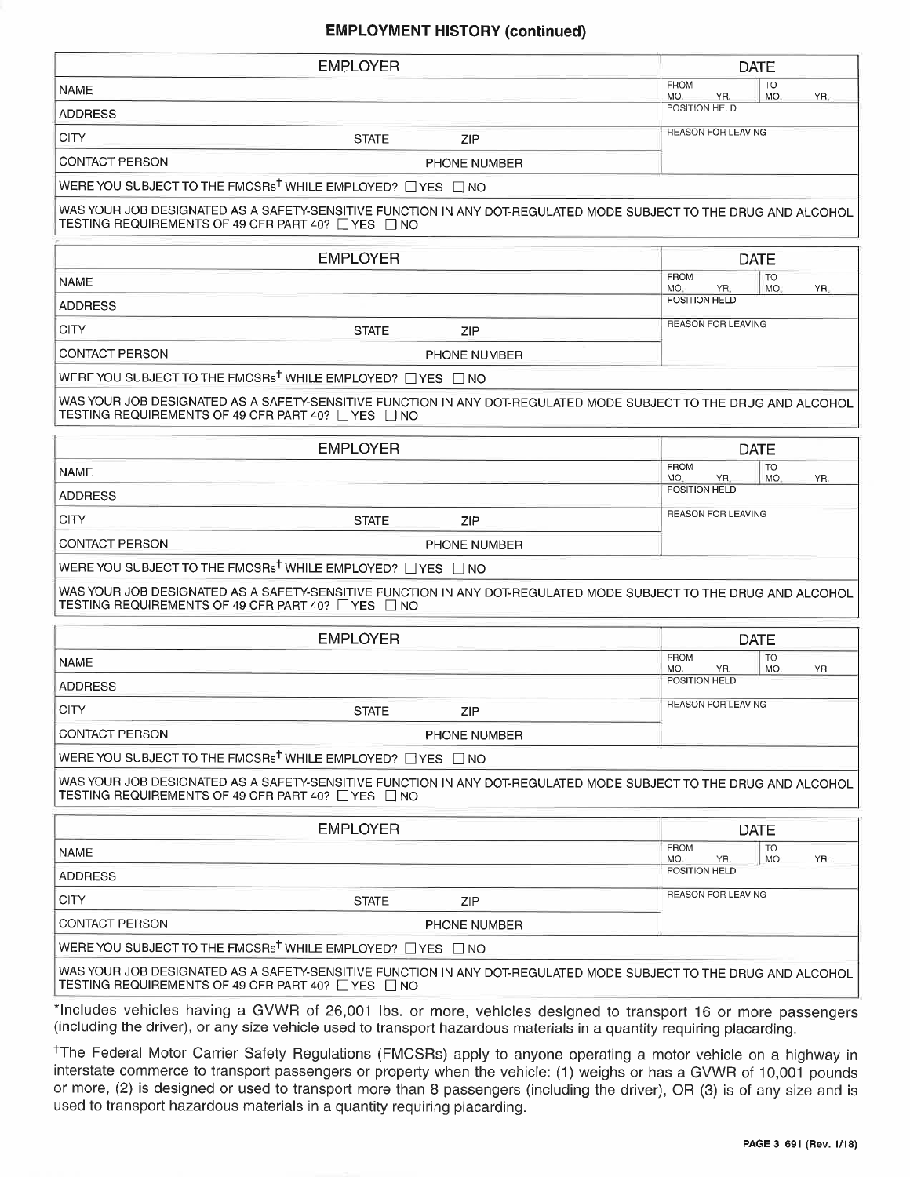## EMPLOYMENT HISTORY (continued)

| EMPLOYER | | | DATE | |
|---|---|---|---|---|
| NAME | | | FROM MO. YR. | TO MO. YR. |
| ADDRESS | | | POSITION HELD | |
| CITY | STATE | ZIP | REASON FOR LEAVING | |
| CONTACT PERSON | | PHONE NUMBER | | |
| WERE YOU SUBJECT TO THE FMCSRs† WHILE EMPLOYED? ☐ YES ☐ NO | | | | |
| WAS YOUR JOB DESIGNATED AS A SAFETY-SENSITIVE FUNCTION IN ANY DOT-REGULATED MODE SUBJECT TO THE DRUG AND ALCOHOL TESTING REQUIREMENTS OF 49 CFR PART 40? ☐ YES ☐ NO | | | | |

| EMPLOYER | | | DATE | |
|---|---|---|---|---|
| NAME | | | FROM MO. YR. | TO MO. YR. |
| ADDRESS | | | POSITION HELD | |
| CITY | STATE | ZIP | REASON FOR LEAVING | |
| CONTACT PERSON | | PHONE NUMBER | | |
| WERE YOU SUBJECT TO THE FMCSRs† WHILE EMPLOYED? ☐ YES ☐ NO | | | | |
| WAS YOUR JOB DESIGNATED AS A SAFETY-SENSITIVE FUNCTION IN ANY DOT-REGULATED MODE SUBJECT TO THE DRUG AND ALCOHOL TESTING REQUIREMENTS OF 49 CFR PART 40? ☐ YES ☐ NO | | | | |

| EMPLOYER | | | DATE | |
|---|---|---|---|---|
| NAME | | | FROM MO. YR. | TO MO. YR. |
| ADDRESS | | | POSITION HELD | |
| CITY | STATE | ZIP | REASON FOR LEAVING | |
| CONTACT PERSON | | PHONE NUMBER | | |
| WERE YOU SUBJECT TO THE FMCSRs† WHILE EMPLOYED? ☐ YES ☐ NO | | | | |
| WAS YOUR JOB DESIGNATED AS A SAFETY-SENSITIVE FUNCTION IN ANY DOT-REGULATED MODE SUBJECT TO THE DRUG AND ALCOHOL TESTING REQUIREMENTS OF 49 CFR PART 40? ☐ YES ☐ NO | | | | |

| EMPLOYER | | | DATE | |
|---|---|---|---|---|
| NAME | | | FROM MO. YR. | TO MO. YR. |
| ADDRESS | | | POSITION HELD | |
| CITY | STATE | ZIP | REASON FOR LEAVING | |
| CONTACT PERSON | | PHONE NUMBER | | |
| WERE YOU SUBJECT TO THE FMCSRs† WHILE EMPLOYED? ☐ YES ☐ NO | | | | |
| WAS YOUR JOB DESIGNATED AS A SAFETY-SENSITIVE FUNCTION IN ANY DOT-REGULATED MODE SUBJECT TO THE DRUG AND ALCOHOL TESTING REQUIREMENTS OF 49 CFR PART 40? ☐ YES ☐ NO | | | | |

| EMPLOYER | | | DATE | |
|---|---|---|---|---|
| NAME | | | FROM MO. YR. | TO MO. YR. |
| ADDRESS | | | POSITION HELD | |
| CITY | STATE | ZIP | REASON FOR LEAVING | |
| CONTACT PERSON | | PHONE NUMBER | | |
| WERE YOU SUBJECT TO THE FMCSRs† WHILE EMPLOYED? ☐ YES ☐ NO | | | | |
| WAS YOUR JOB DESIGNATED AS A SAFETY-SENSITIVE FUNCTION IN ANY DOT-REGULATED MODE SUBJECT TO THE DRUG AND ALCOHOL TESTING REQUIREMENTS OF 49 CFR PART 40? ☐ YES ☐ NO | | | | |

*Includes vehicles having a GVWR of 26,001 lbs. or more, vehicles designed to transport 16 or more passengers (including the driver), or any size vehicle used to transport hazardous materials in a quantity requiring placarding.

†The Federal Motor Carrier Safety Regulations (FMCSRs) apply to anyone operating a motor vehicle on a highway in interstate commerce to transport passengers or property when the vehicle: (1) weighs or has a GVWR of 10,001 pounds or more, (2) is designed or used to transport more than 8 passengers (including the driver), OR (3) is of any size and is used to transport hazardous materials in a quantity requiring placarding.

691 (Rev. 1/18)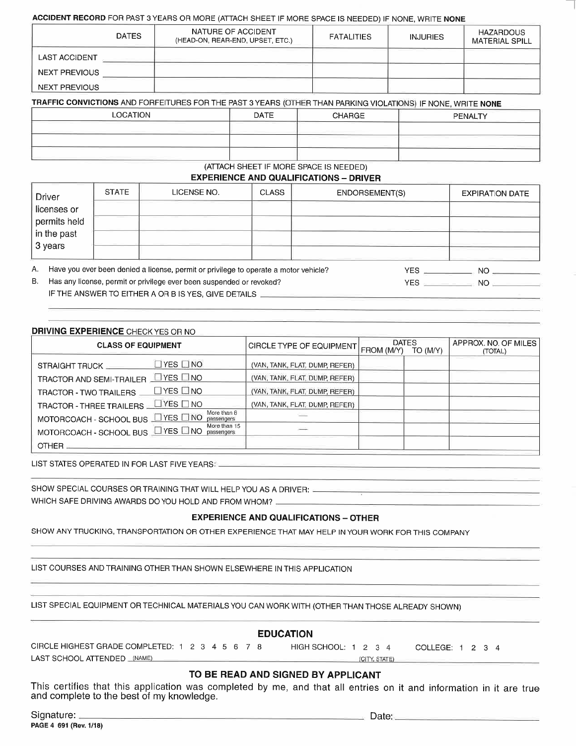**ACCIDENT RECORD** FOR PAST 3 YEARS OR MORE (ATTACH SHEET IF MORE SPACE IS NEEDED) IF NONE, WRITE **NONE**

| | DATES | NATURE OF ACCIDENT (HEAD-ON, REAR-END, UPSET, ETC.) | FATALITIES | INJURIES | HAZARDOUS MATERIAL SPILL |
|---|---|---|---|---|---|
| LAST ACCIDENT | | | | | |
| NEXT PREVIOUS | | | | | |
| NEXT PREVIOUS | | | | | |

**TRAFFIC CONVICTIONS** AND FORFEITURES FOR THE PAST 3 YEARS (OTHER THAN PARKING VIOLATIONS) IF NONE, WRITE **NONE**

| LOCATION | DATE | CHARGE | PENALTY |
|---|---|---|---|
| | | | |
| | | | |
| | | | |

(ATTACH SHEET IF MORE SPACE IS NEEDED)

## EXPERIENCE AND QUALIFICATIONS – DRIVER

| | STATE | LICENSE NO. | CLASS | ENDORSEMENT(S) | EXPIRATION DATE |
|---|---|---|---|---|---|
| Driver licenses or permits held in the past 3 years | | | | | |
| | | | | | |
| | | | | | |
| | | | | | |

A. Have you ever been denied a license, permit or privilege to operate a motor vehicle? YES ________ NO ________

B. Has any license, permit or privilege ever been suspended or revoked? YES ________ NO ________

IF THE ANSWER TO EITHER A OR B IS YES, GIVE DETAILS ________________________________

**DRIVING EXPERIENCE** CHECK YES OR NO

| CLASS OF EQUIPMENT | CIRCLE TYPE OF EQUIPMENT | DATES FROM (M/Y) | TO (M/Y) | APPROX. NO. OF MILES (TOTAL) |
|---|---|---|---|---|
| STRAIGHT TRUCK ☐ YES ☐ NO | (VAN, TANK, FLAT, DUMP, REFER) | | | |
| TRACTOR AND SEMI-TRAILER ☐ YES ☐ NO | (VAN, TANK, FLAT, DUMP, REFER) | | | |
| TRACTOR - TWO TRAILERS ☐ YES ☐ NO | (VAN, TANK, FLAT, DUMP, REFER) | | | |
| TRACTOR - THREE TRAILERS ☐ YES ☐ NO | (VAN, TANK, FLAT, DUMP, REFER) | | | |
| MOTORCOACH - SCHOOL BUS ☐ YES ☐ NO More than 8 passengers | — | | | |
| MOTORCOACH - SCHOOL BUS ☐ YES ☐ NO More than 15 passengers | — | | | |
| OTHER | | | | |

LIST STATES OPERATED IN FOR LAST FIVE YEARS: ________________________________

SHOW SPECIAL COURSES OR TRAINING THAT WILL HELP YOU AS A DRIVER: ________________________________

WHICH SAFE DRIVING AWARDS DO YOU HOLD AND FROM WHOM? ________________________________

## EXPERIENCE AND QUALIFICATIONS – OTHER

SHOW ANY TRUCKING, TRANSPORTATION OR OTHER EXPERIENCE THAT MAY HELP IN YOUR WORK FOR THIS COMPANY

________________________________

LIST COURSES AND TRAINING OTHER THAN SHOWN ELSEWHERE IN THIS APPLICATION

________________________________

LIST SPECIAL EQUIPMENT OR TECHNICAL MATERIALS YOU CAN WORK WITH (OTHER THAN THOSE ALREADY SHOWN)

________________________________

## EDUCATION

CIRCLE HIGHEST GRADE COMPLETED: 1 2 3 4 5 6 7 8 HIGH SCHOOL: 1 2 3 4 COLLEGE: 1 2 3 4

LAST SCHOOL ATTENDED (NAME) ________________ (CITY, STATE) ________________

## TO BE READ AND SIGNED BY APPLICANT

This certifies that this application was completed by me, and that all entries on it and information in it are true and complete to the best of my knowledge.

Signature: ________________________________ Date: ________________

PAGE 4 691 (Rev. 1/18)